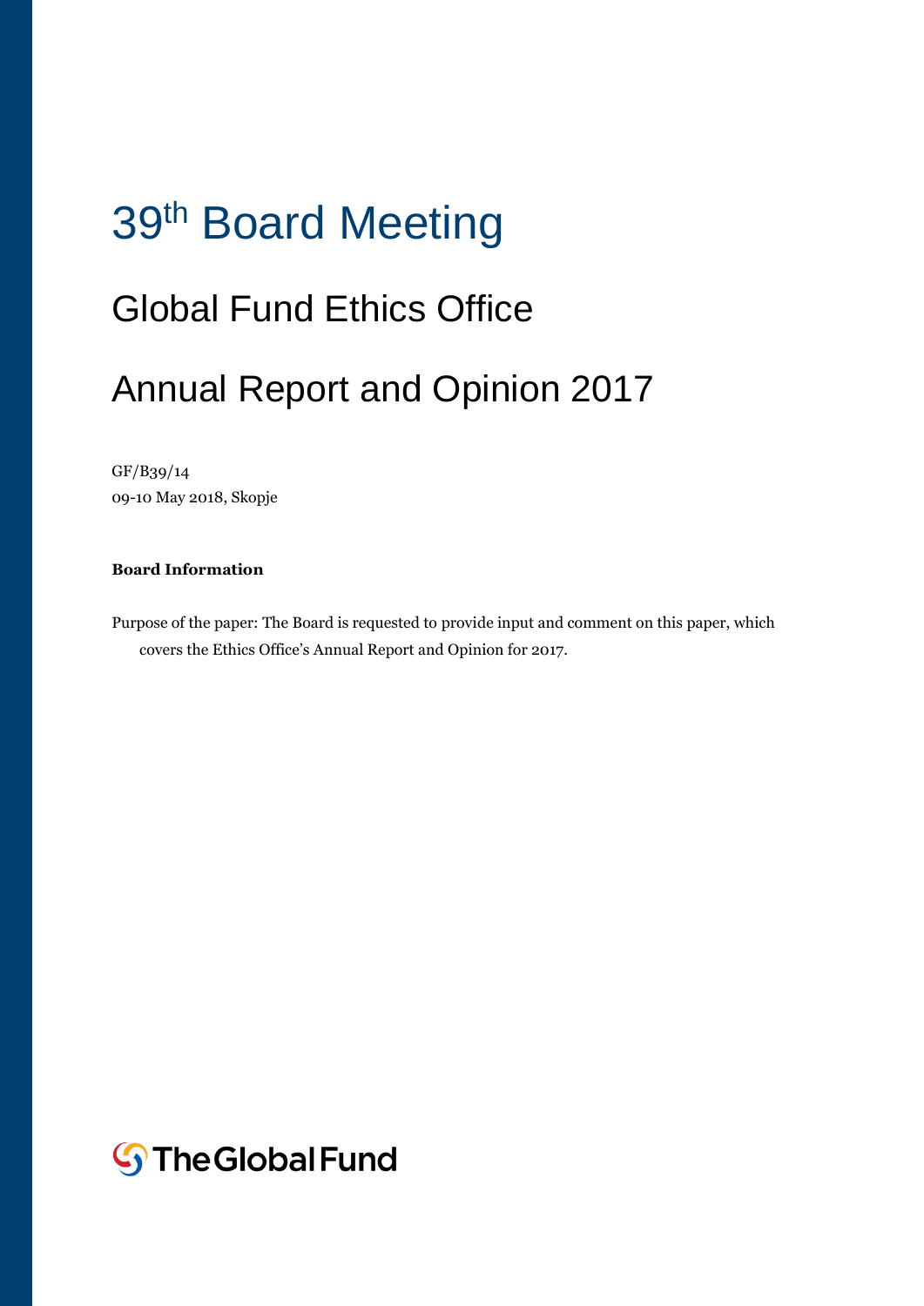# 39th Board Meeting

## Global Fund Ethics Office

## Annual Report and Opinion 2017

GF/B39/14
09-10 May 2018, Skopje

**Board Information**

Purpose of the paper: The Board is requested to provide input and comment on this paper, which covers the Ethics Office's Annual Report and Opinion for 2017.

The Global Fund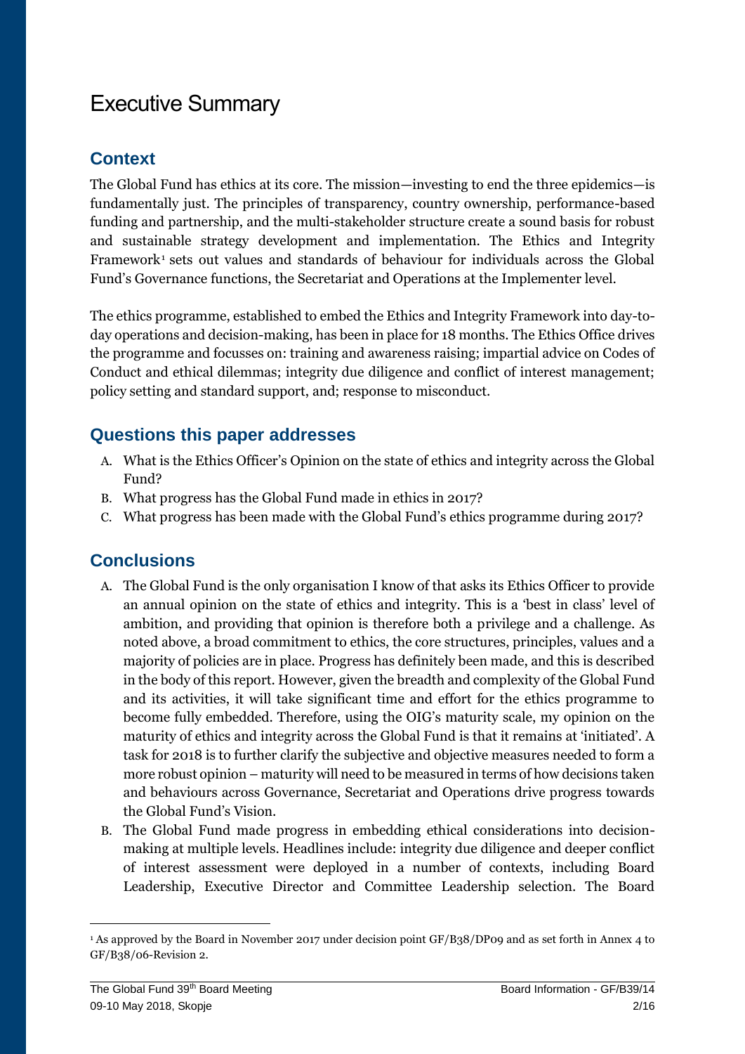# Executive Summary

## Context

The Global Fund has ethics at its core. The mission—investing to end the three epidemics—is fundamentally just. The principles of transparency, country ownership, performance-based funding and partnership, and the multi-stakeholder structure create a sound basis for robust and sustainable strategy development and implementation. The Ethics and Integrity Framework[1] sets out values and standards of behaviour for individuals across the Global Fund's Governance functions, the Secretariat and Operations at the Implementer level.

The ethics programme, established to embed the Ethics and Integrity Framework into day-to-day operations and decision-making, has been in place for 18 months. The Ethics Office drives the programme and focusses on: training and awareness raising; impartial advice on Codes of Conduct and ethical dilemmas; integrity due diligence and conflict of interest management; policy setting and standard support, and; response to misconduct.

## Questions this paper addresses

A. What is the Ethics Officer's Opinion on the state of ethics and integrity across the Global Fund?
B. What progress has the Global Fund made in ethics in 2017?
C. What progress has been made with the Global Fund's ethics programme during 2017?

## Conclusions

A. The Global Fund is the only organisation I know of that asks its Ethics Officer to provide an annual opinion on the state of ethics and integrity. This is a 'best in class' level of ambition, and providing that opinion is therefore both a privilege and a challenge. As noted above, a broad commitment to ethics, the core structures, principles, values and a majority of policies are in place. Progress has definitely been made, and this is described in the body of this report. However, given the breadth and complexity of the Global Fund and its activities, it will take significant time and effort for the ethics programme to become fully embedded. Therefore, using the OIG's maturity scale, my opinion on the maturity of ethics and integrity across the Global Fund is that it remains at 'initiated'. A task for 2018 is to further clarify the subjective and objective measures needed to form a more robust opinion – maturity will need to be measured in terms of how decisions taken and behaviours across Governance, Secretariat and Operations drive progress towards the Global Fund's Vision.

B. The Global Fund made progress in embedding ethical considerations into decision-making at multiple levels. Headlines include: integrity due diligence and deeper conflict of interest assessment were deployed in a number of contexts, including Board Leadership, Executive Director and Committee Leadership selection. The Board

---

[1] As approved by the Board in November 2017 under decision point GF/B38/DP09 and as set forth in Annex 4 to GF/B38/06-Revision 2.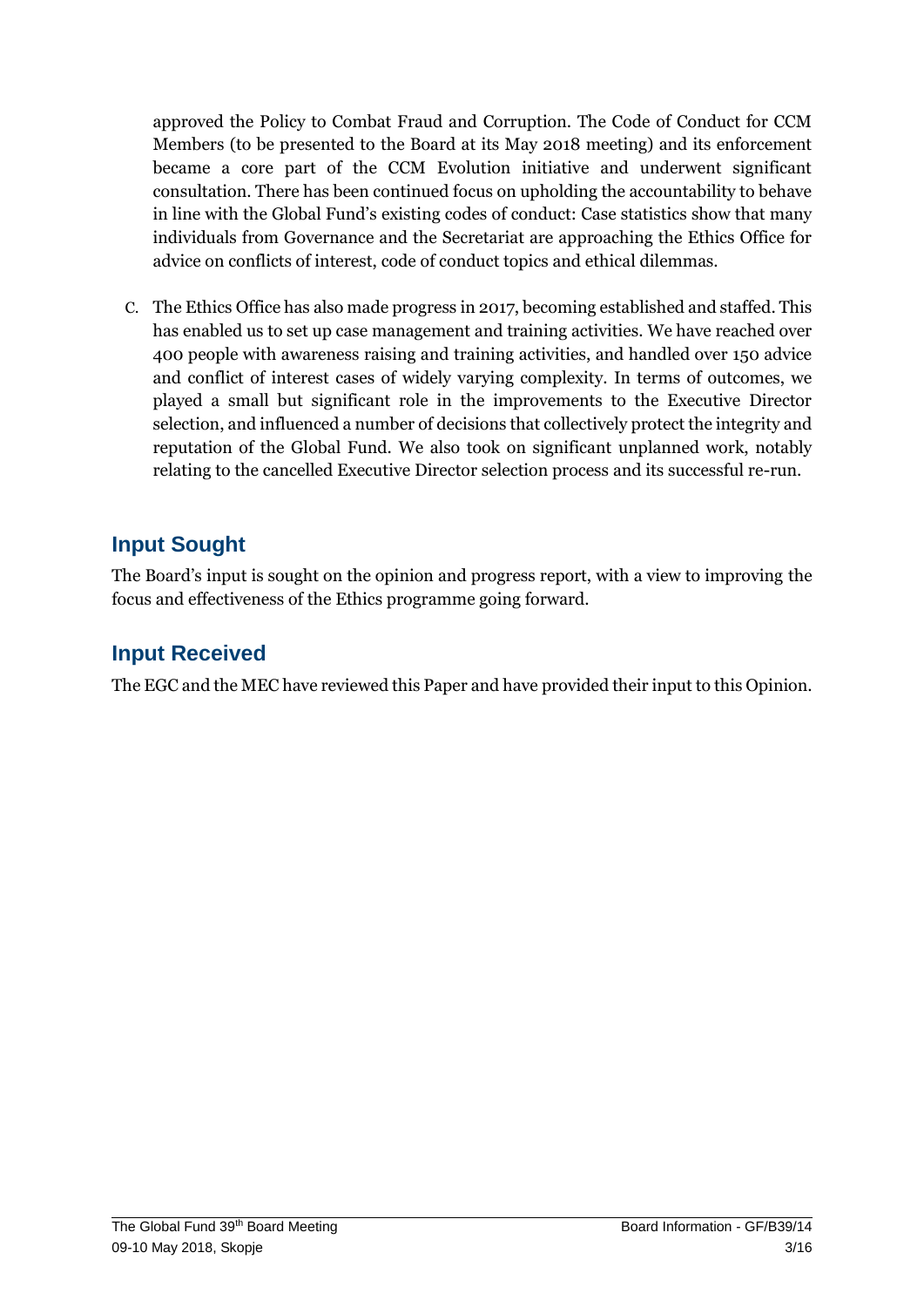approved the Policy to Combat Fraud and Corruption. The Code of Conduct for CCM Members (to be presented to the Board at its May 2018 meeting) and its enforcement became a core part of the CCM Evolution initiative and underwent significant consultation. There has been continued focus on upholding the accountability to behave in line with the Global Fund's existing codes of conduct: Case statistics show that many individuals from Governance and the Secretariat are approaching the Ethics Office for advice on conflicts of interest, code of conduct topics and ethical dilemmas.

C. The Ethics Office has also made progress in 2017, becoming established and staffed. This has enabled us to set up case management and training activities. We have reached over 400 people with awareness raising and training activities, and handled over 150 advice and conflict of interest cases of widely varying complexity. In terms of outcomes, we played a small but significant role in the improvements to the Executive Director selection, and influenced a number of decisions that collectively protect the integrity and reputation of the Global Fund. We also took on significant unplanned work, notably relating to the cancelled Executive Director selection process and its successful re-run.

## Input Sought

The Board's input is sought on the opinion and progress report, with a view to improving the focus and effectiveness of the Ethics programme going forward.

## Input Received

The EGC and the MEC have reviewed this Paper and have provided their input to this Opinion.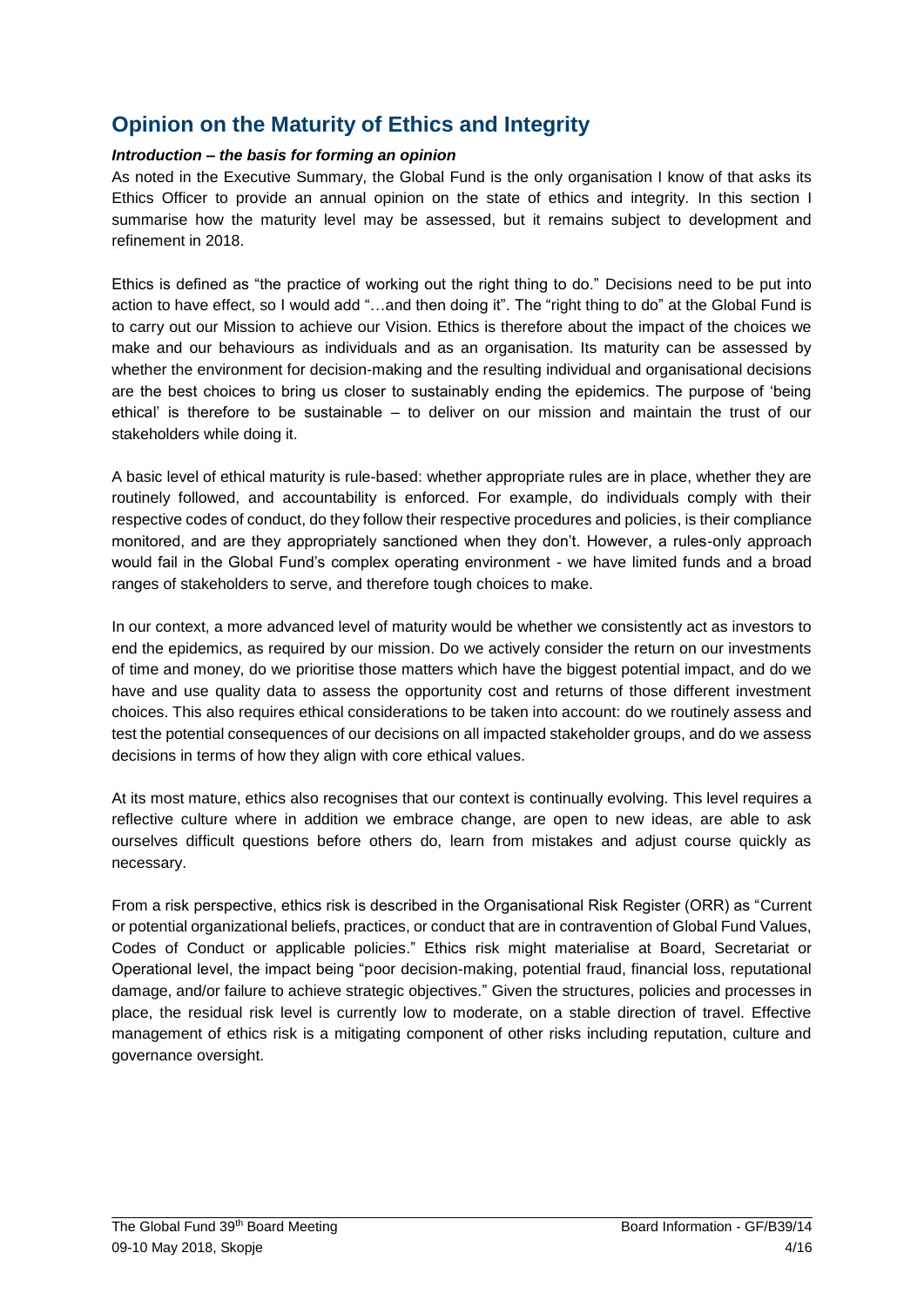## Opinion on the Maturity of Ethics and Integrity

***Introduction – the basis for forming an opinion***

As noted in the Executive Summary, the Global Fund is the only organisation I know of that asks its Ethics Officer to provide an annual opinion on the state of ethics and integrity. In this section I summarise how the maturity level may be assessed, but it remains subject to development and refinement in 2018.

Ethics is defined as "the practice of working out the right thing to do." Decisions need to be put into action to have effect, so I would add "…and then doing it". The "right thing to do" at the Global Fund is to carry out our Mission to achieve our Vision. Ethics is therefore about the impact of the choices we make and our behaviours as individuals and as an organisation. Its maturity can be assessed by whether the environment for decision-making and the resulting individual and organisational decisions are the best choices to bring us closer to sustainably ending the epidemics. The purpose of 'being ethical' is therefore to be sustainable – to deliver on our mission and maintain the trust of our stakeholders while doing it.

A basic level of ethical maturity is rule-based: whether appropriate rules are in place, whether they are routinely followed, and accountability is enforced. For example, do individuals comply with their respective codes of conduct, do they follow their respective procedures and policies, is their compliance monitored, and are they appropriately sanctioned when they don't. However, a rules-only approach would fail in the Global Fund's complex operating environment - we have limited funds and a broad ranges of stakeholders to serve, and therefore tough choices to make.

In our context, a more advanced level of maturity would be whether we consistently act as investors to end the epidemics, as required by our mission. Do we actively consider the return on our investments of time and money, do we prioritise those matters which have the biggest potential impact, and do we have and use quality data to assess the opportunity cost and returns of those different investment choices. This also requires ethical considerations to be taken into account: do we routinely assess and test the potential consequences of our decisions on all impacted stakeholder groups, and do we assess decisions in terms of how they align with core ethical values.

At its most mature, ethics also recognises that our context is continually evolving. This level requires a reflective culture where in addition we embrace change, are open to new ideas, are able to ask ourselves difficult questions before others do, learn from mistakes and adjust course quickly as necessary.

From a risk perspective, ethics risk is described in the Organisational Risk Register (ORR) as "Current or potential organizational beliefs, practices, or conduct that are in contravention of Global Fund Values, Codes of Conduct or applicable policies." Ethics risk might materialise at Board, Secretariat or Operational level, the impact being "poor decision-making, potential fraud, financial loss, reputational damage, and/or failure to achieve strategic objectives." Given the structures, policies and processes in place, the residual risk level is currently low to moderate, on a stable direction of travel. Effective management of ethics risk is a mitigating component of other risks including reputation, culture and governance oversight.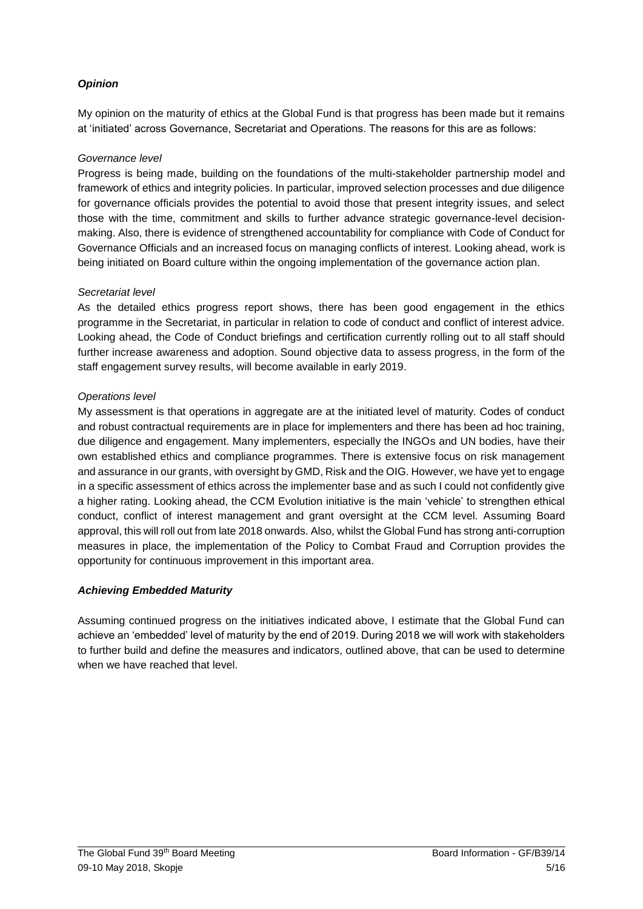***Opinion***

My opinion on the maturity of ethics at the Global Fund is that progress has been made but it remains at 'initiated' across Governance, Secretariat and Operations. The reasons for this are as follows:

*Governance level*

Progress is being made, building on the foundations of the multi-stakeholder partnership model and framework of ethics and integrity policies. In particular, improved selection processes and due diligence for governance officials provides the potential to avoid those that present integrity issues, and select those with the time, commitment and skills to further advance strategic governance-level decision-making. Also, there is evidence of strengthened accountability for compliance with Code of Conduct for Governance Officials and an increased focus on managing conflicts of interest. Looking ahead, work is being initiated on Board culture within the ongoing implementation of the governance action plan.

*Secretariat level*

As the detailed ethics progress report shows, there has been good engagement in the ethics programme in the Secretariat, in particular in relation to code of conduct and conflict of interest advice. Looking ahead, the Code of Conduct briefings and certification currently rolling out to all staff should further increase awareness and adoption. Sound objective data to assess progress, in the form of the staff engagement survey results, will become available in early 2019.

*Operations level*

My assessment is that operations in aggregate are at the initiated level of maturity. Codes of conduct and robust contractual requirements are in place for implementers and there has been ad hoc training, due diligence and engagement. Many implementers, especially the INGOs and UN bodies, have their own established ethics and compliance programmes. There is extensive focus on risk management and assurance in our grants, with oversight by GMD, Risk and the OIG. However, we have yet to engage in a specific assessment of ethics across the implementer base and as such I could not confidently give a higher rating. Looking ahead, the CCM Evolution initiative is the main 'vehicle' to strengthen ethical conduct, conflict of interest management and grant oversight at the CCM level. Assuming Board approval, this will roll out from late 2018 onwards. Also, whilst the Global Fund has strong anti-corruption measures in place, the implementation of the Policy to Combat Fraud and Corruption provides the opportunity for continuous improvement in this important area.

***Achieving Embedded Maturity***

Assuming continued progress on the initiatives indicated above, I estimate that the Global Fund can achieve an 'embedded' level of maturity by the end of 2019. During 2018 we will work with stakeholders to further build and define the measures and indicators, outlined above, that can be used to determine when we have reached that level.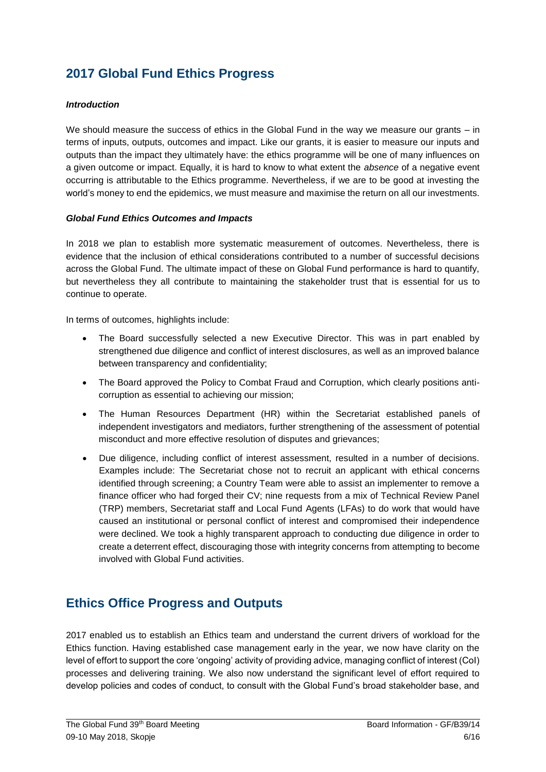## 2017 Global Fund Ethics Progress

***Introduction***

We should measure the success of ethics in the Global Fund in the way we measure our grants – in terms of inputs, outputs, outcomes and impact. Like our grants, it is easier to measure our inputs and outputs than the impact they ultimately have: the ethics programme will be one of many influences on a given outcome or impact. Equally, it is hard to know to what extent the *absence* of a negative event occurring is attributable to the Ethics programme. Nevertheless, if we are to be good at investing the world's money to end the epidemics, we must measure and maximise the return on all our investments.

***Global Fund Ethics Outcomes and Impacts***

In 2018 we plan to establish more systematic measurement of outcomes. Nevertheless, there is evidence that the inclusion of ethical considerations contributed to a number of successful decisions across the Global Fund. The ultimate impact of these on Global Fund performance is hard to quantify, but nevertheless they all contribute to maintaining the stakeholder trust that is essential for us to continue to operate.

In terms of outcomes, highlights include:

- The Board successfully selected a new Executive Director. This was in part enabled by strengthened due diligence and conflict of interest disclosures, as well as an improved balance between transparency and confidentiality;
- The Board approved the Policy to Combat Fraud and Corruption, which clearly positions anti-corruption as essential to achieving our mission;
- The Human Resources Department (HR) within the Secretariat established panels of independent investigators and mediators, further strengthening of the assessment of potential misconduct and more effective resolution of disputes and grievances;
- Due diligence, including conflict of interest assessment, resulted in a number of decisions. Examples include: The Secretariat chose not to recruit an applicant with ethical concerns identified through screening; a Country Team were able to assist an implementer to remove a finance officer who had forged their CV; nine requests from a mix of Technical Review Panel (TRP) members, Secretariat staff and Local Fund Agents (LFAs) to do work that would have caused an institutional or personal conflict of interest and compromised their independence were declined. We took a highly transparent approach to conducting due diligence in order to create a deterrent effect, discouraging those with integrity concerns from attempting to become involved with Global Fund activities.

## Ethics Office Progress and Outputs

2017 enabled us to establish an Ethics team and understand the current drivers of workload for the Ethics function. Having established case management early in the year, we now have clarity on the level of effort to support the core 'ongoing' activity of providing advice, managing conflict of interest (CoI) processes and delivering training. We also now understand the significant level of effort required to develop policies and codes of conduct, to consult with the Global Fund's broad stakeholder base, and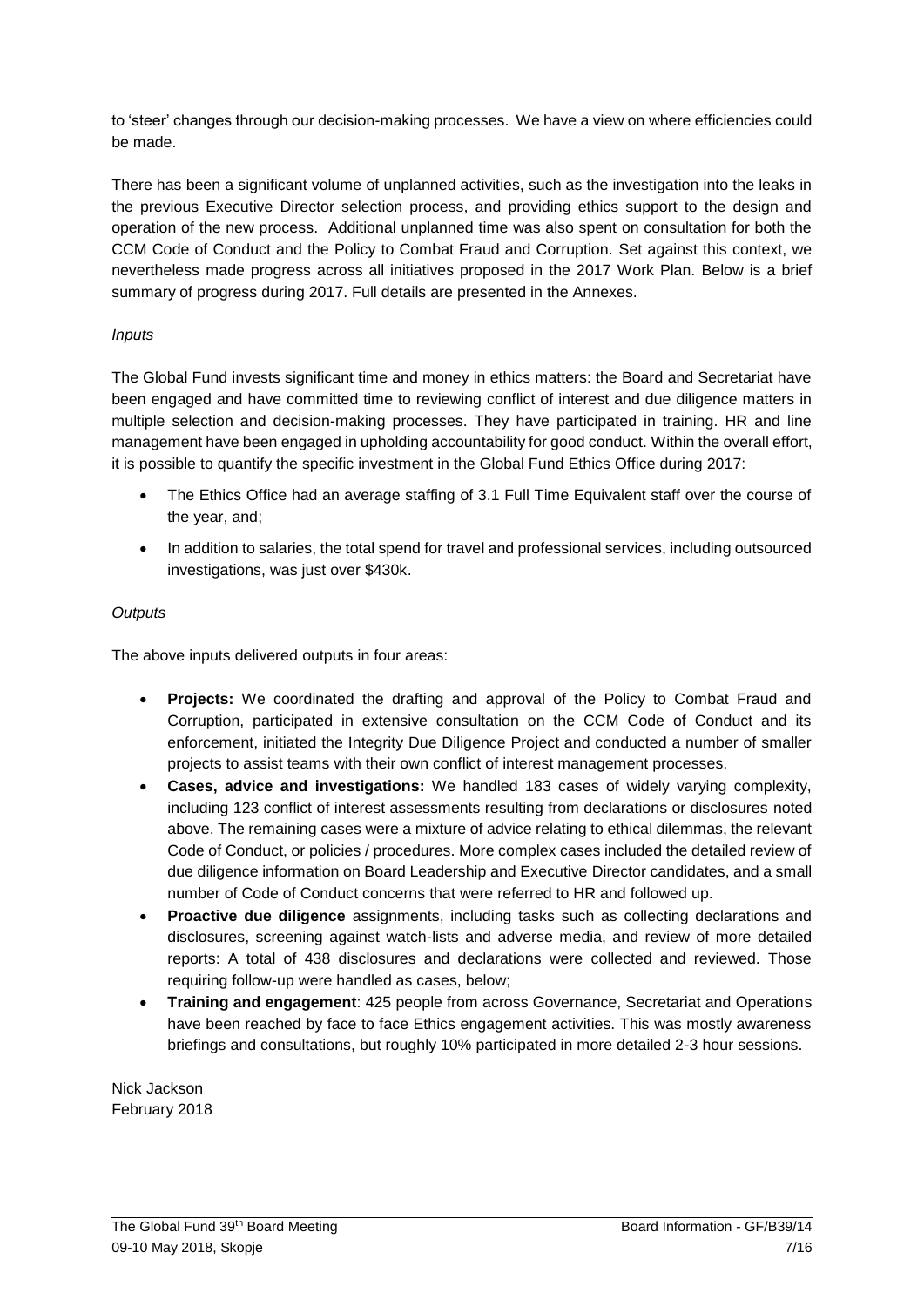to 'steer' changes through our decision-making processes. We have a view on where efficiencies could be made.

There has been a significant volume of unplanned activities, such as the investigation into the leaks in the previous Executive Director selection process, and providing ethics support to the design and operation of the new process. Additional unplanned time was also spent on consultation for both the CCM Code of Conduct and the Policy to Combat Fraud and Corruption. Set against this context, we nevertheless made progress across all initiatives proposed in the 2017 Work Plan. Below is a brief summary of progress during 2017. Full details are presented in the Annexes.

*Inputs*

The Global Fund invests significant time and money in ethics matters: the Board and Secretariat have been engaged and have committed time to reviewing conflict of interest and due diligence matters in multiple selection and decision-making processes. They have participated in training. HR and line management have been engaged in upholding accountability for good conduct. Within the overall effort, it is possible to quantify the specific investment in the Global Fund Ethics Office during 2017:

- The Ethics Office had an average staffing of 3.1 Full Time Equivalent staff over the course of the year, and;
- In addition to salaries, the total spend for travel and professional services, including outsourced investigations, was just over $430k.

*Outputs*

The above inputs delivered outputs in four areas:

- **Projects:** We coordinated the drafting and approval of the Policy to Combat Fraud and Corruption, participated in extensive consultation on the CCM Code of Conduct and its enforcement, initiated the Integrity Due Diligence Project and conducted a number of smaller projects to assist teams with their own conflict of interest management processes.
- **Cases, advice and investigations:** We handled 183 cases of widely varying complexity, including 123 conflict of interest assessments resulting from declarations or disclosures noted above. The remaining cases were a mixture of advice relating to ethical dilemmas, the relevant Code of Conduct, or policies / procedures. More complex cases included the detailed review of due diligence information on Board Leadership and Executive Director candidates, and a small number of Code of Conduct concerns that were referred to HR and followed up.
- **Proactive due diligence** assignments, including tasks such as collecting declarations and disclosures, screening against watch-lists and adverse media, and review of more detailed reports: A total of 438 disclosures and declarations were collected and reviewed. Those requiring follow-up were handled as cases, below;
- **Training and engagement**: 425 people from across Governance, Secretariat and Operations have been reached by face to face Ethics engagement activities. This was mostly awareness briefings and consultations, but roughly 10% participated in more detailed 2-3 hour sessions.

Nick Jackson
February 2018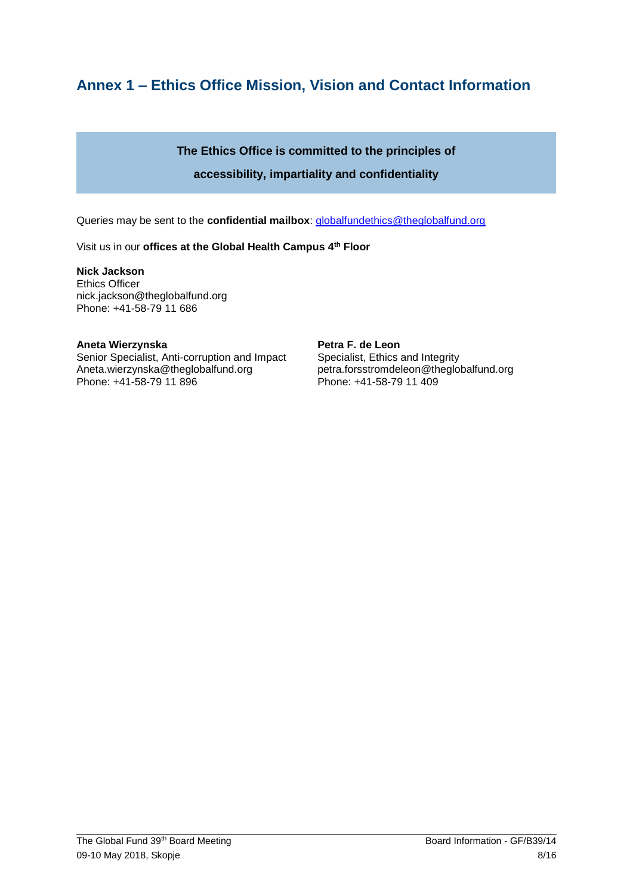## Annex 1 – Ethics Office Mission, Vision and Contact Information

**The Ethics Office is committed to the principles of accessibility, impartiality and confidentiality**

Queries may be sent to the **confidential mailbox**: globalfundethics@theglobalfund.org

Visit us in our **offices at the Global Health Campus 4th Floor**

**Nick Jackson**
Ethics Officer
nick.jackson@theglobalfund.org
Phone: +41-58-79 11 686

**Aneta Wierzynska**
Senior Specialist, Anti-corruption and Impact
Aneta.wierzynska@theglobalfund.org
Phone: +41-58-79 11 896

**Petra F. de Leon**
Specialist, Ethics and Integrity
petra.forsstromdeleon@theglobalfund.org
Phone: +41-58-79 11 409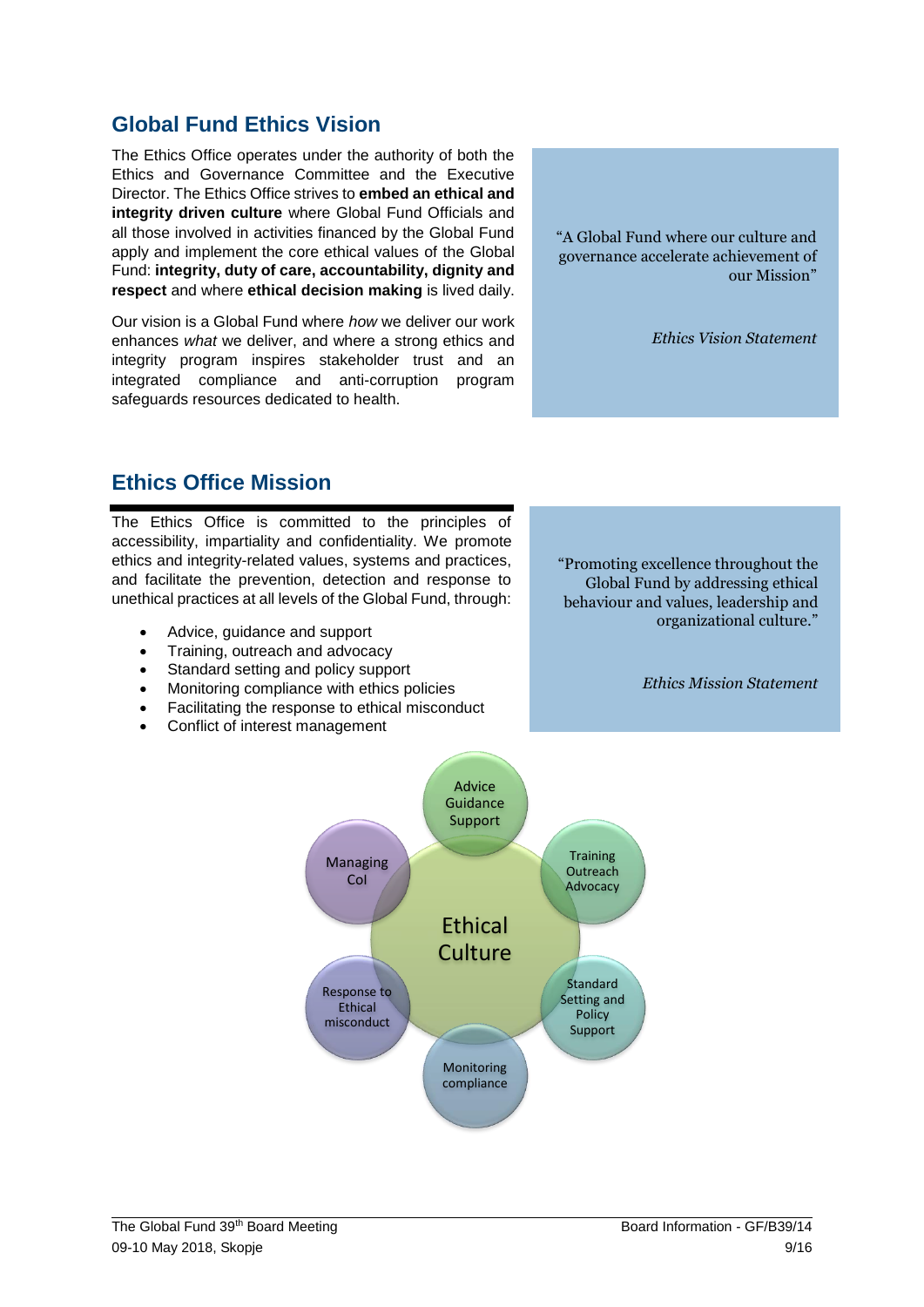## Global Fund Ethics Vision

The Ethics Office operates under the authority of both the Ethics and Governance Committee and the Executive Director. The Ethics Office strives to **embed an ethical and integrity driven culture** where Global Fund Officials and all those involved in activities financed by the Global Fund apply and implement the core ethical values of the Global Fund: **integrity, duty of care, accountability, dignity and respect** and where **ethical decision making** is lived daily.

Our vision is a Global Fund where *how* we deliver our work enhances *what* we deliver, and where a strong ethics and integrity program inspires stakeholder trust and an integrated compliance and anti-corruption program safeguards resources dedicated to health.

> "A Global Fund where our culture and governance accelerate achievement of our Mission"
>
> *Ethics Vision Statement*

## Ethics Office Mission

The Ethics Office is committed to the principles of accessibility, impartiality and confidentiality. We promote ethics and integrity-related values, systems and practices, and facilitate the prevention, detection and response to unethical practices at all levels of the Global Fund, through:

- Advice, guidance and support
- Training, outreach and advocacy
- Standard setting and policy support
- Monitoring compliance with ethics policies
- Facilitating the response to ethical misconduct
- Conflict of interest management

> "Promoting excellence throughout the Global Fund by addressing ethical behaviour and values, leadership and organizational culture."
>
> *Ethics Mission Statement*

Ethical Culture

- Advice Guidance Support
- Training Outreach Advocacy
- Standard Setting and Policy Support
- Monitoring compliance
- Response to Ethical misconduct
- Managing CoI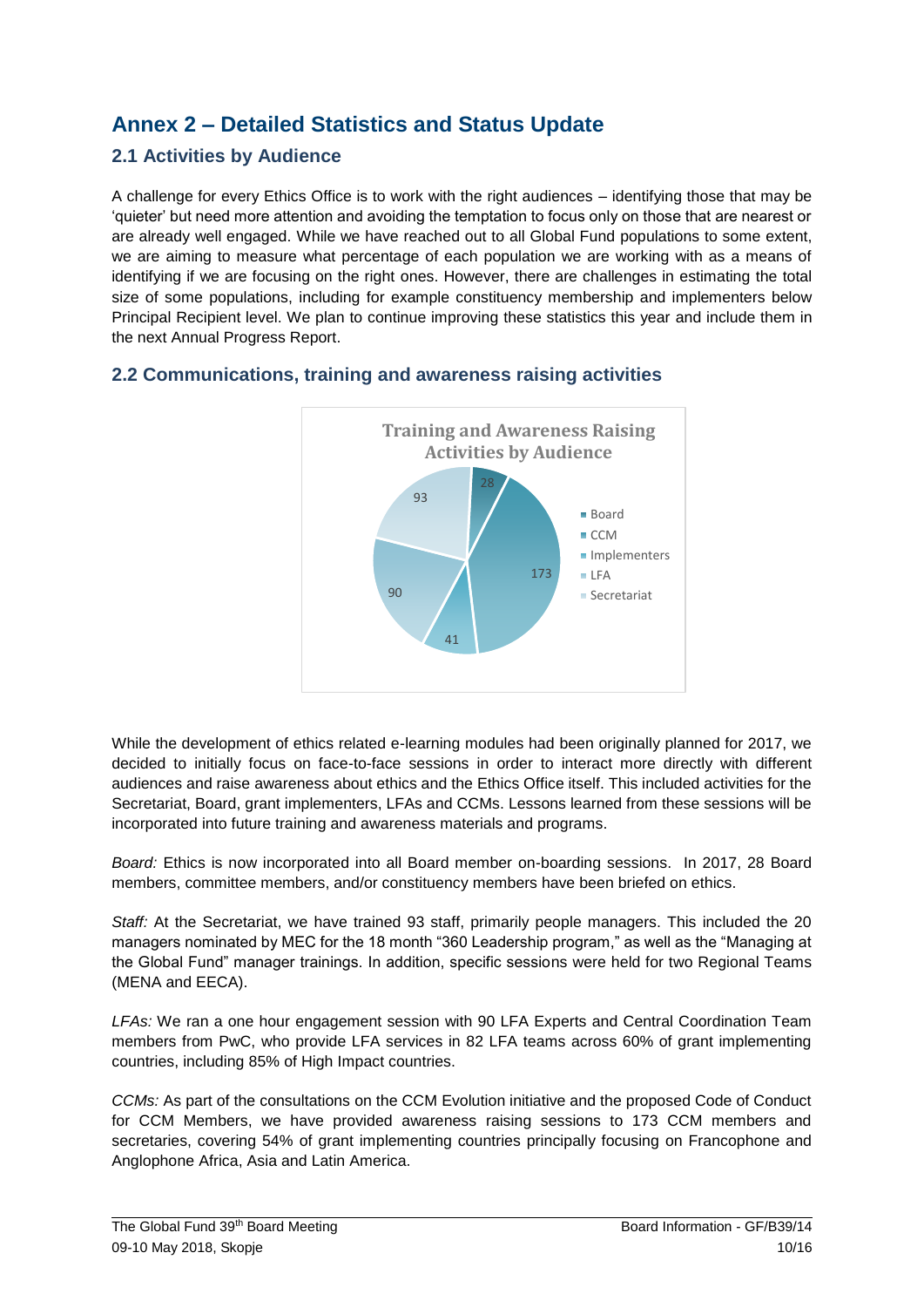# Annex 2 – Detailed Statistics and Status Update

## 2.1 Activities by Audience

A challenge for every Ethics Office is to work with the right audiences – identifying those that may be 'quieter' but need more attention and avoiding the temptation to focus only on those that are nearest or are already well engaged. While we have reached out to all Global Fund populations to some extent, we are aiming to measure what percentage of each population we are working with as a means of identifying if we are focusing on the right ones. However, there are challenges in estimating the total size of some populations, including for example constituency membership and implementers below Principal Recipient level. We plan to continue improving these statistics this year and include them in the next Annual Progress Report.

## 2.2 Communications, training and awareness raising activities

**Training and Awareness Raising Activities by Audience**

| Audience | Number |
| --- | --- |
| Board | 28 |
| CCM | 173 |
| Implementers | 41 |
| LFA | 90 |
| Secretariat | 93 |

While the development of ethics related e-learning modules had been originally planned for 2017, we decided to initially focus on face-to-face sessions in order to interact more directly with different audiences and raise awareness about ethics and the Ethics Office itself. This included activities for the Secretariat, Board, grant implementers, LFAs and CCMs. Lessons learned from these sessions will be incorporated into future training and awareness materials and programs.

*Board:* Ethics is now incorporated into all Board member on-boarding sessions. In 2017, 28 Board members, committee members, and/or constituency members have been briefed on ethics.

*Staff:* At the Secretariat, we have trained 93 staff, primarily people managers. This included the 20 managers nominated by MEC for the 18 month "360 Leadership program," as well as the "Managing at the Global Fund" manager trainings. In addition, specific sessions were held for two Regional Teams (MENA and EECA).

*LFAs:* We ran a one hour engagement session with 90 LFA Experts and Central Coordination Team members from PwC, who provide LFA services in 82 LFA teams across 60% of grant implementing countries, including 85% of High Impact countries.

*CCMs:* As part of the consultations on the CCM Evolution initiative and the proposed Code of Conduct for CCM Members, we have provided awareness raising sessions to 173 CCM members and secretaries, covering 54% of grant implementing countries principally focusing on Francophone and Anglophone Africa, Asia and Latin America.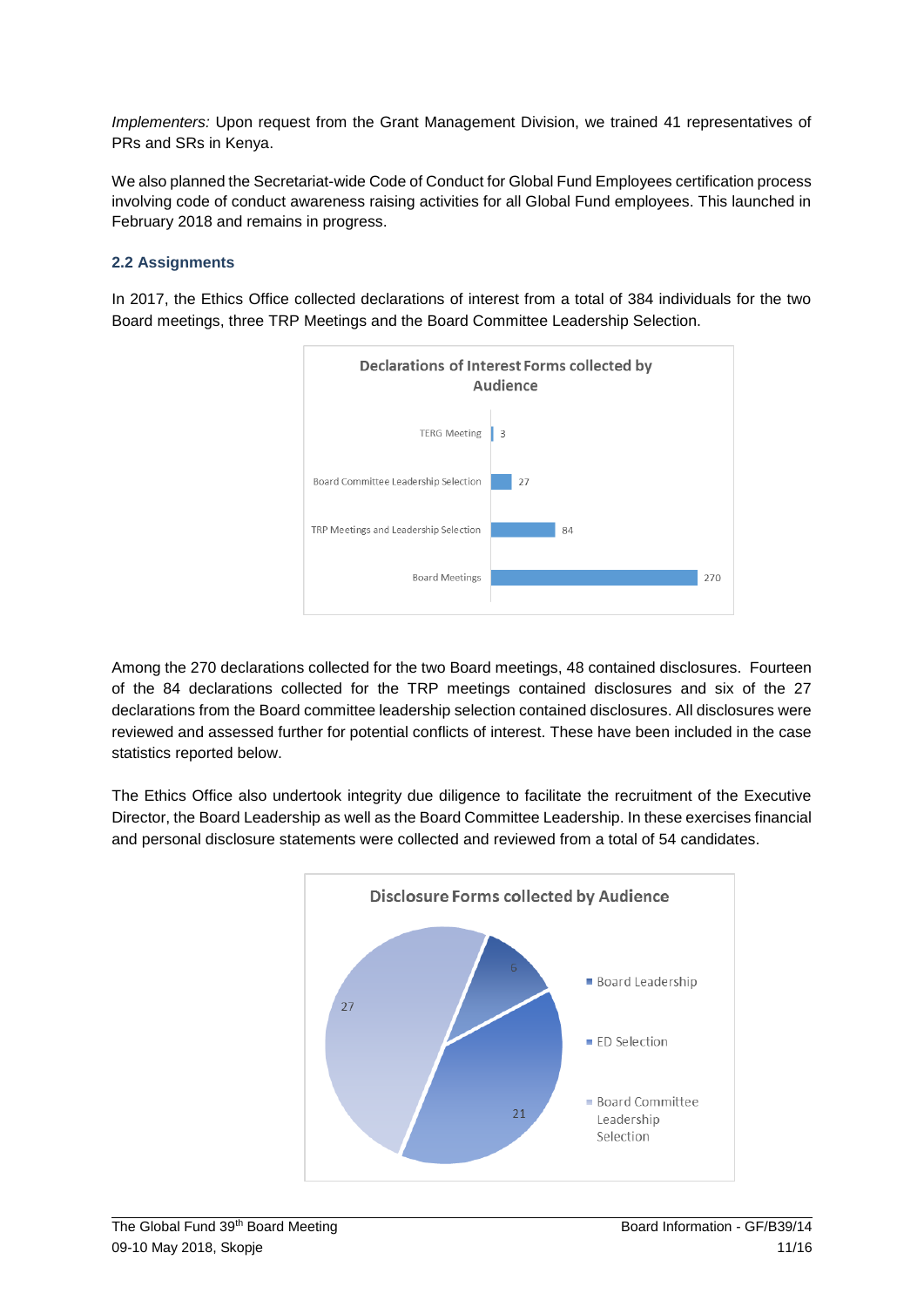*Implementers:* Upon request from the Grant Management Division, we trained 41 representatives of PRs and SRs in Kenya.

We also planned the Secretariat-wide Code of Conduct for Global Fund Employees certification process involving code of conduct awareness raising activities for all Global Fund employees. This launched in February 2018 and remains in progress.

### 2.2 Assignments

In 2017, the Ethics Office collected declarations of interest from a total of 384 individuals for the two Board meetings, three TRP Meetings and the Board Committee Leadership Selection.

**Declarations of Interest Forms collected by Audience**

| Audience | Forms |
|---|---|
| TERG Meeting | 3 |
| Board Committee Leadership Selection | 27 |
| TRP Meetings and Leadership Selection | 84 |
| Board Meetings | 270 |

Among the 270 declarations collected for the two Board meetings, 48 contained disclosures. Fourteen of the 84 declarations collected for the TRP meetings contained disclosures and six of the 27 declarations from the Board committee leadership selection contained disclosures. All disclosures were reviewed and assessed further for potential conflicts of interest. These have been included in the case statistics reported below.

The Ethics Office also undertook integrity due diligence to facilitate the recruitment of the Executive Director, the Board Leadership as well as the Board Committee Leadership. In these exercises financial and personal disclosure statements were collected and reviewed from a total of 54 candidates.

**Disclosure Forms collected by Audience**

| Audience | Forms |
|---|---|
| Board Leadership | 6 |
| ED Selection | 21 |
| Board Committee Leadership Selection | 27 |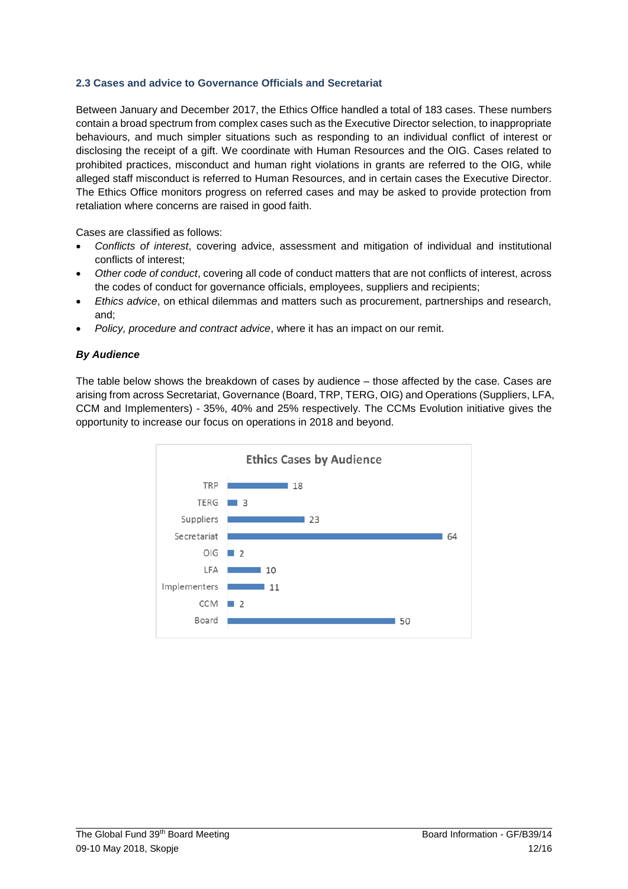### 2.3 Cases and advice to Governance Officials and Secretariat

Between January and December 2017, the Ethics Office handled a total of 183 cases. These numbers contain a broad spectrum from complex cases such as the Executive Director selection, to inappropriate behaviours, and much simpler situations such as responding to an individual conflict of interest or disclosing the receipt of a gift. We coordinate with Human Resources and the OIG. Cases related to prohibited practices, misconduct and human right violations in grants are referred to the OIG, while alleged staff misconduct is referred to Human Resources, and in certain cases the Executive Director. The Ethics Office monitors progress on referred cases and may be asked to provide protection from retaliation where concerns are raised in good faith.

Cases are classified as follows:

- *Conflicts of interest*, covering advice, assessment and mitigation of individual and institutional conflicts of interest;
- *Other code of conduct*, covering all code of conduct matters that are not conflicts of interest, across the codes of conduct for governance officials, employees, suppliers and recipients;
- *Ethics advice*, on ethical dilemmas and matters such as procurement, partnerships and research, and;
- *Policy, procedure and contract advice*, where it has an impact on our remit.

***By Audience***

The table below shows the breakdown of cases by audience – those affected by the case. Cases are arising from across Secretariat, Governance (Board, TRP, TERG, OIG) and Operations (Suppliers, LFA, CCM and Implementers) - 35%, 40% and 25% respectively. The CCMs Evolution initiative gives the opportunity to increase our focus on operations in 2018 and beyond.

**Ethics Cases by Audience**

| Audience | Cases |
|---|---|
| TRP | 18 |
| TERG | 3 |
| Suppliers | 23 |
| Secretariat | 64 |
| OIG | 2 |
| LFA | 10 |
| Implementers | 11 |
| CCM | 2 |
| Board | 50 |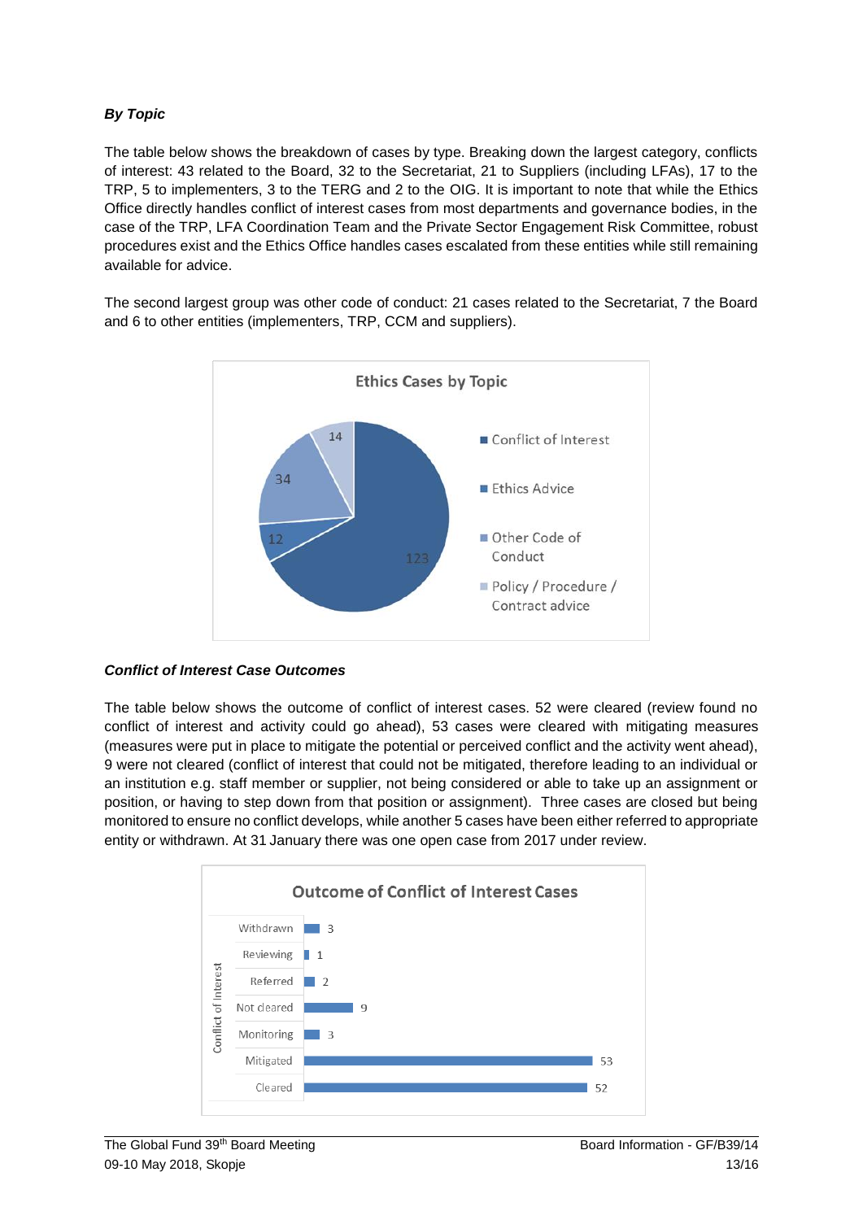***By Topic***

The table below shows the breakdown of cases by type. Breaking down the largest category, conflicts of interest: 43 related to the Board, 32 to the Secretariat, 21 to Suppliers (including LFAs), 17 to the TRP, 5 to implementers, 3 to the TERG and 2 to the OIG. It is important to note that while the Ethics Office directly handles conflict of interest cases from most departments and governance bodies, in the case of the TRP, LFA Coordination Team and the Private Sector Engagement Risk Committee, robust procedures exist and the Ethics Office handles cases escalated from these entities while still remaining available for advice.

The second largest group was other code of conduct: 21 cases related to the Secretariat, 7 the Board and 6 to other entities (implementers, TRP, CCM and suppliers).

**Ethics Cases by Topic**

| Topic | Cases |
|---|---|
| Conflict of Interest | 123 |
| Ethics Advice | 12 |
| Other Code of Conduct | 34 |
| Policy / Procedure / Contract advice | 14 |

***Conflict of Interest Case Outcomes***

The table below shows the outcome of conflict of interest cases. 52 were cleared (review found no conflict of interest and activity could go ahead), 53 cases were cleared with mitigating measures (measures were put in place to mitigate the potential or perceived conflict and the activity went ahead), 9 were not cleared (conflict of interest that could not be mitigated, therefore leading to an individual or an institution e.g. staff member or supplier, not being considered or able to take up an assignment or position, or having to step down from that position or assignment). Three cases are closed but being monitored to ensure no conflict develops, while another 5 cases have been either referred to appropriate entity or withdrawn. At 31 January there was one open case from 2017 under review.

**Outcome of Conflict of Interest Cases**

| Conflict of Interest | Cases |
|---|---|
| Withdrawn | 3 |
| Reviewing | 1 |
| Referred | 2 |
| Not cleared | 9 |
| Monitoring | 3 |
| Mitigated | 53 |
| Cleared | 52 |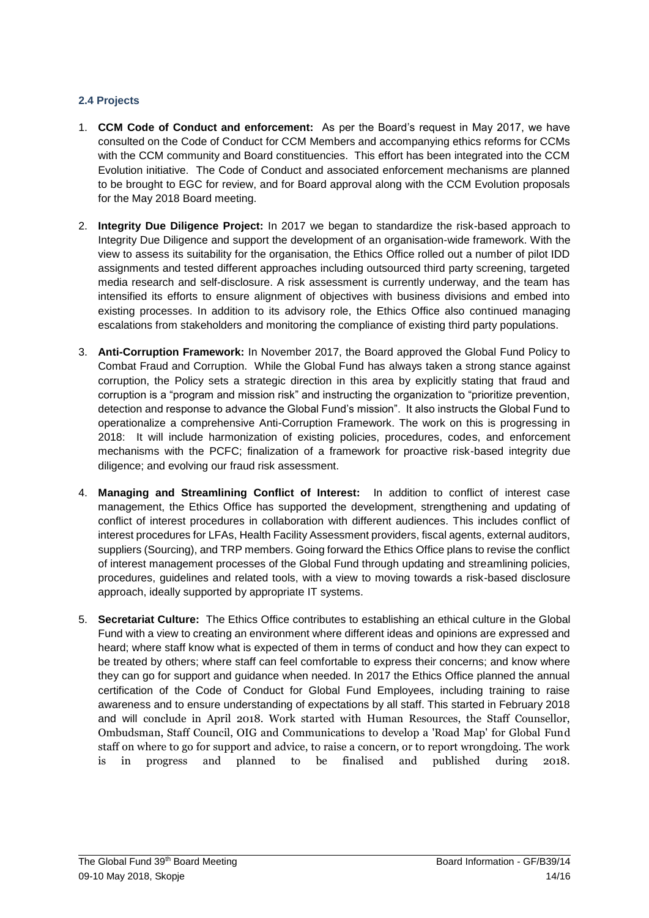### 2.4 Projects

1. **CCM Code of Conduct and enforcement:** As per the Board's request in May 2017, we have consulted on the Code of Conduct for CCM Members and accompanying ethics reforms for CCMs with the CCM community and Board constituencies. This effort has been integrated into the CCM Evolution initiative. The Code of Conduct and associated enforcement mechanisms are planned to be brought to EGC for review, and for Board approval along with the CCM Evolution proposals for the May 2018 Board meeting.

2. **Integrity Due Diligence Project:** In 2017 we began to standardize the risk-based approach to Integrity Due Diligence and support the development of an organisation-wide framework. With the view to assess its suitability for the organisation, the Ethics Office rolled out a number of pilot IDD assignments and tested different approaches including outsourced third party screening, targeted media research and self-disclosure. A risk assessment is currently underway, and the team has intensified its efforts to ensure alignment of objectives with business divisions and embed into existing processes. In addition to its advisory role, the Ethics Office also continued managing escalations from stakeholders and monitoring the compliance of existing third party populations.

3. **Anti-Corruption Framework:** In November 2017, the Board approved the Global Fund Policy to Combat Fraud and Corruption. While the Global Fund has always taken a strong stance against corruption, the Policy sets a strategic direction in this area by explicitly stating that fraud and corruption is a "program and mission risk" and instructing the organization to "prioritize prevention, detection and response to advance the Global Fund's mission". It also instructs the Global Fund to operationalize a comprehensive Anti-Corruption Framework. The work on this is progressing in 2018: It will include harmonization of existing policies, procedures, codes, and enforcement mechanisms with the PCFC; finalization of a framework for proactive risk-based integrity due diligence; and evolving our fraud risk assessment.

4. **Managing and Streamlining Conflict of Interest:** In addition to conflict of interest case management, the Ethics Office has supported the development, strengthening and updating of conflict of interest procedures in collaboration with different audiences. This includes conflict of interest procedures for LFAs, Health Facility Assessment providers, fiscal agents, external auditors, suppliers (Sourcing), and TRP members. Going forward the Ethics Office plans to revise the conflict of interest management processes of the Global Fund through updating and streamlining policies, procedures, guidelines and related tools, with a view to moving towards a risk-based disclosure approach, ideally supported by appropriate IT systems.

5. **Secretariat Culture:** The Ethics Office contributes to establishing an ethical culture in the Global Fund with a view to creating an environment where different ideas and opinions are expressed and heard; where staff know what is expected of them in terms of conduct and how they can expect to be treated by others; where staff can feel comfortable to express their concerns; and know where they can go for support and guidance when needed. In 2017 the Ethics Office planned the annual certification of the Code of Conduct for Global Fund Employees, including training to raise awareness and to ensure understanding of expectations by all staff. This started in February 2018 and will conclude in April 2018. Work started with Human Resources, the Staff Counsellor, Ombudsman, Staff Council, OIG and Communications to develop a 'Road Map' for Global Fund staff on where to go for support and advice, to raise a concern, or to report wrongdoing. The work is in progress and planned to be finalised and published during 2018.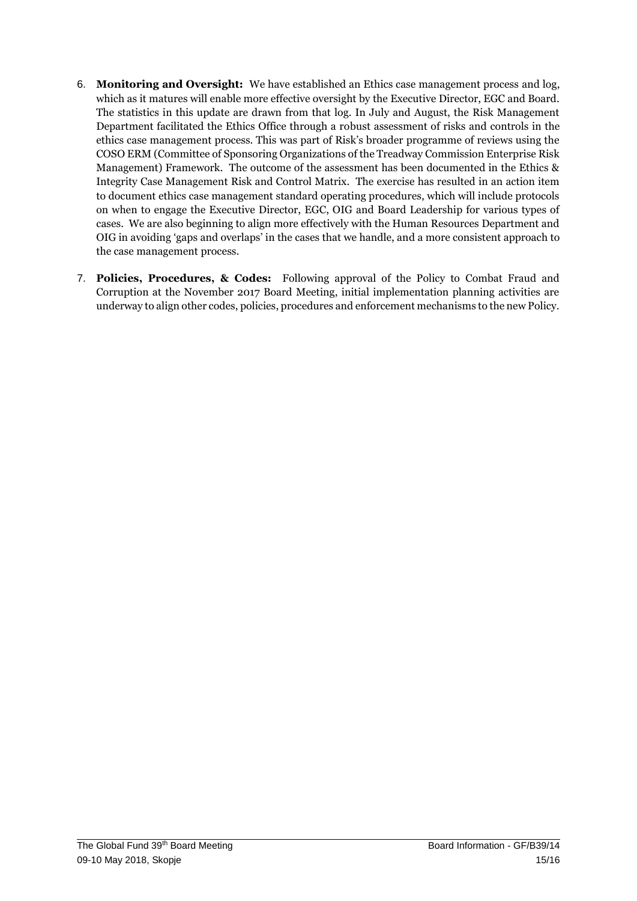6. **Monitoring and Oversight:** We have established an Ethics case management process and log, which as it matures will enable more effective oversight by the Executive Director, EGC and Board. The statistics in this update are drawn from that log. In July and August, the Risk Management Department facilitated the Ethics Office through a robust assessment of risks and controls in the ethics case management process. This was part of Risk's broader programme of reviews using the COSO ERM (Committee of Sponsoring Organizations of the Treadway Commission Enterprise Risk Management) Framework. The outcome of the assessment has been documented in the Ethics & Integrity Case Management Risk and Control Matrix. The exercise has resulted in an action item to document ethics case management standard operating procedures, which will include protocols on when to engage the Executive Director, EGC, OIG and Board Leadership for various types of cases. We are also beginning to align more effectively with the Human Resources Department and OIG in avoiding 'gaps and overlaps' in the cases that we handle, and a more consistent approach to the case management process.

7. **Policies, Procedures, & Codes:** Following approval of the Policy to Combat Fraud and Corruption at the November 2017 Board Meeting, initial implementation planning activities are underway to align other codes, policies, procedures and enforcement mechanisms to the new Policy.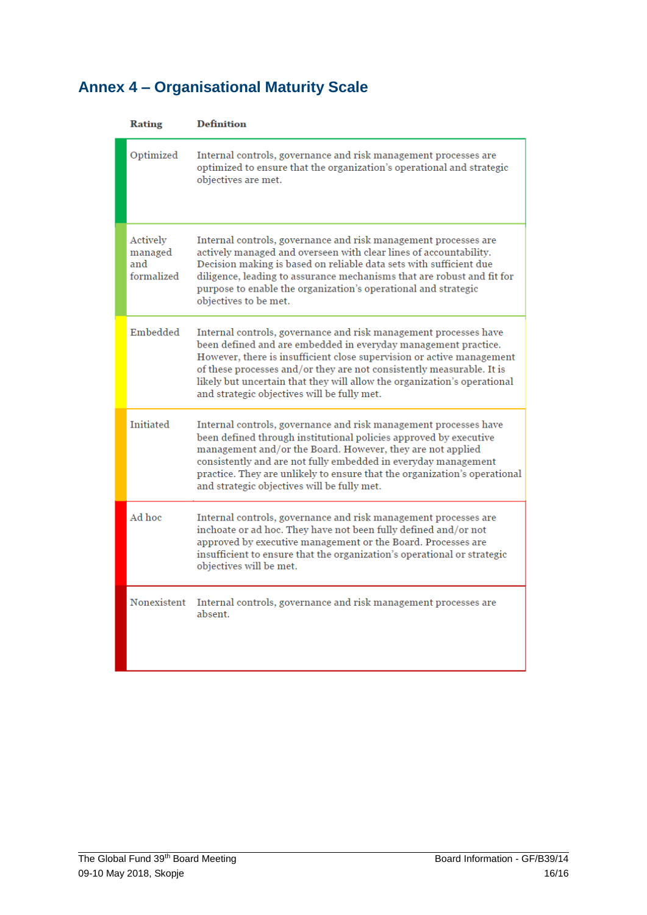## Annex 4 – Organisational Maturity Scale

| Rating | Definition |
|---|---|
| Optimized | Internal controls, governance and risk management processes are optimized to ensure that the organization's operational and strategic objectives are met. |
| Actively managed and formalized | Internal controls, governance and risk management processes are actively managed and overseen with clear lines of accountability. Decision making is based on reliable data sets with sufficient due diligence, leading to assurance mechanisms that are robust and fit for purpose to enable the organization's operational and strategic objectives to be met. |
| Embedded | Internal controls, governance and risk management processes have been defined and are embedded in everyday management practice. However, there is insufficient close supervision or active management of these processes and/or they are not consistently measurable. It is likely but uncertain that they will allow the organization's operational and strategic objectives will be fully met. |
| Initiated | Internal controls, governance and risk management processes have been defined through institutional policies approved by executive management and/or the Board. However, they are not applied consistently and are not fully embedded in everyday management practice. They are unlikely to ensure that the organization's operational and strategic objectives will be fully met. |
| Ad hoc | Internal controls, governance and risk management processes are inchoate or ad hoc. They have not been fully defined and/or not approved by executive management or the Board. Processes are insufficient to ensure that the organization's operational or strategic objectives will be met. |
| Nonexistent | Internal controls, governance and risk management processes are absent. |